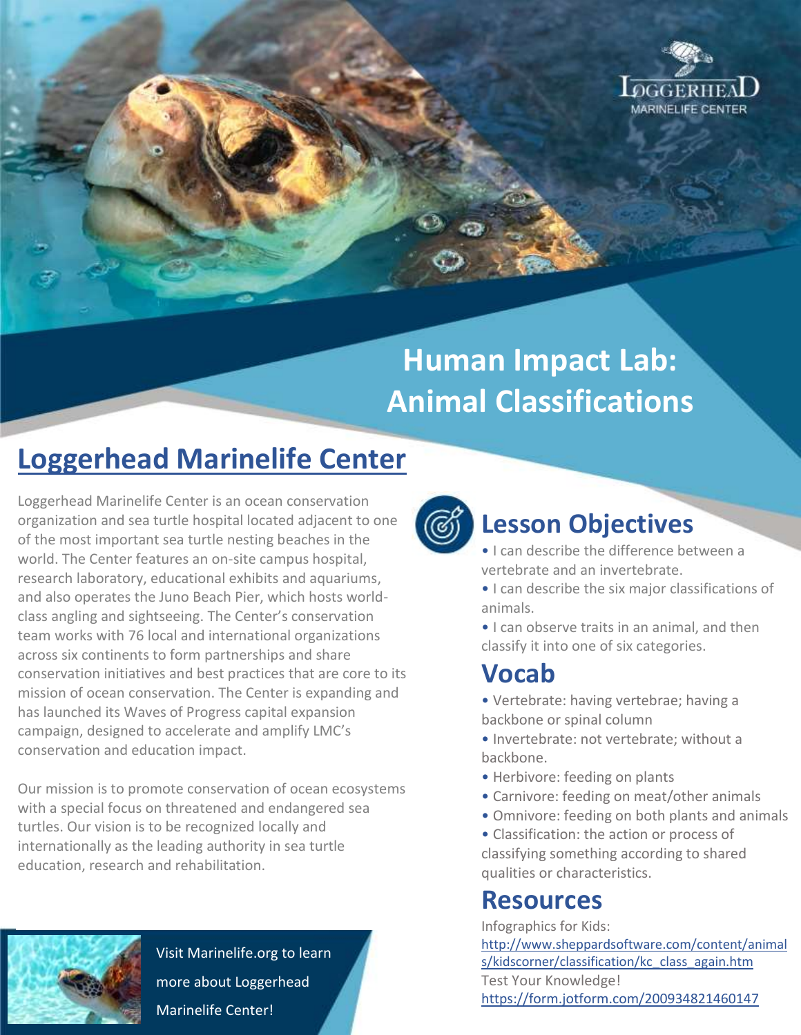# Human Impact Lab: Animal Classifications

## Loggerhead Marinelife Center

Loggerhead Marinelife Center is an ocean conservation organization and sea turtle hospital located adjacent to one of the most important sea turtle nesting beaches in the world. The Center features an on-site campus hospital, research laboratory, educational exhibits and aquariums, and also operates the Juno Beach Pier, which hosts world-class angling and sightseeing. The Center's conservation team works with 76 local and international organizations across six continents to form partnerships and share conservation initiatives and best practices that are core to its mission of ocean conservation. The Center is expanding and has launched its Waves of Progress capital expansion campaign, designed to accelerate and amplify LMC's conservation and education impact.

Our mission is to promote conservation of ocean ecosystems with a special focus on threatened and endangered sea turtles. Our vision is to be recognized locally and internationally as the leading authority in sea turtle education, research and rehabilitation.

Visit Marinelife.org to learn more about Loggerhead Marinelife Center!

## Lesson Objectives

- I can describe the difference between a vertebrate and an invertebrate.
- I can describe the six major classifications of animals.
- I can observe traits in an animal, and then classify it into one of six categories.

## Vocab

- Vertebrate: having vertebrae; having a backbone or spinal column
- Invertebrate: not vertebrate; without a backbone.
- Herbivore: feeding on plants
- Carnivore: feeding on meat/other animals
- Omnivore: feeding on both plants and animals
- Classification: the action or process of classifying something according to shared qualities or characteristics.

## Resources

Infographics for Kids:
http://www.sheppardsoftware.com/content/animals/kidscorner/classification/kc_class_again.htm

Test Your Knowledge!
https://form.jotform.com/200934821460147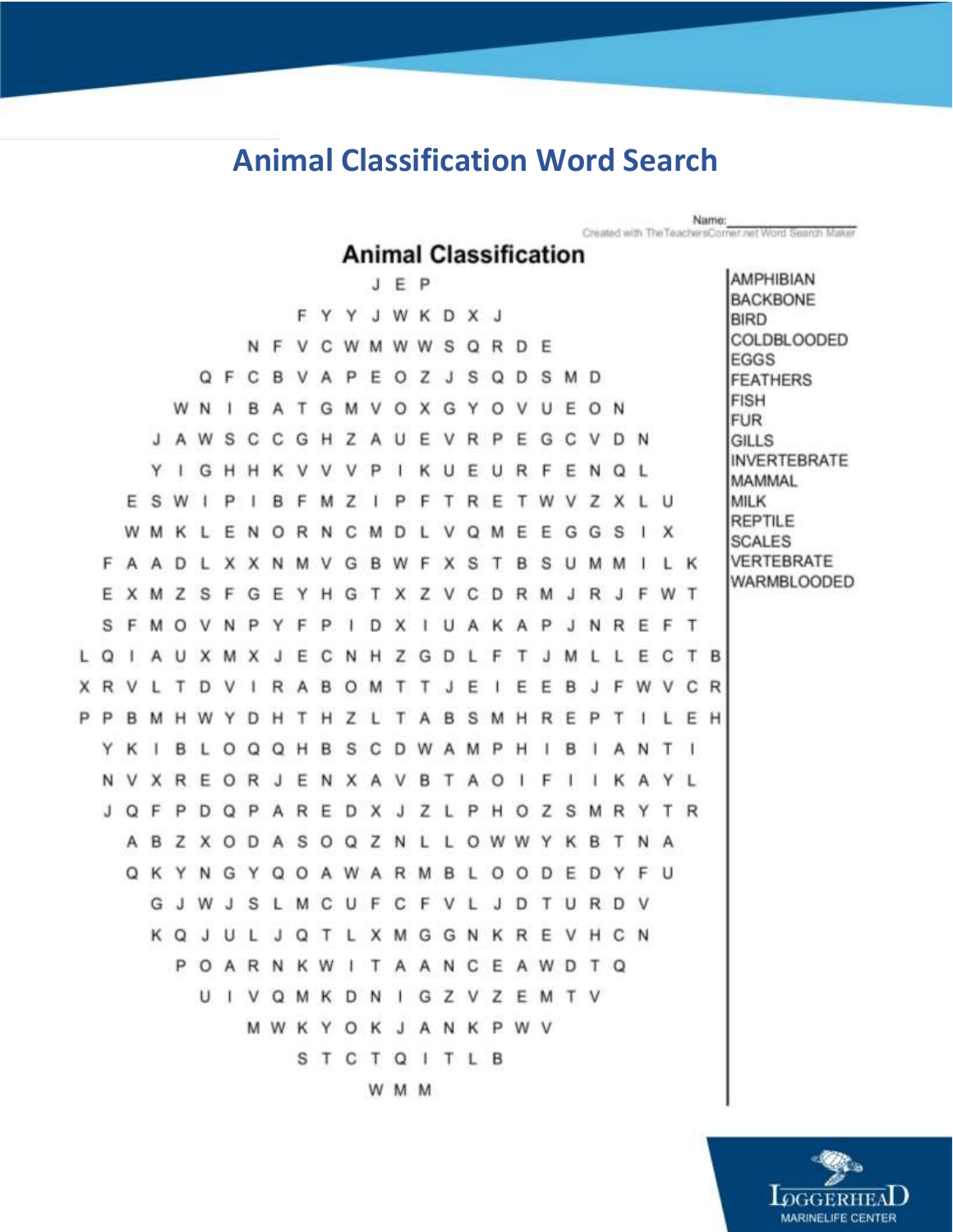# Animal Classification Word Search

Name: ____________

Created with TheTeachersCorner.net Word Search Maker

## Animal Classification

```
                    J E P
                F Y Y J W K D X J
            N F V C W M W W S Q R D E
        Q F C B V A P E O Z J S Q D S M D
      W N I B A T G M V O X G Y O V U E O N
    J A W S C C G H Z A U E V R P E G C V D N
    Y I G H H K V V V P I K U E U R F E N Q L
  E S W I P I B F M Z I P F T R E T W V Z X L U
  W M K L E N O R N C M D L V Q M E E G G S I X
F A A D L X X N M V G B W F X S T B S U M M I L K
E X M Z S F G E Y H G T X Z V C D R M J R J F W T
S F M O V N P Y F P I D X I U A K A P J N R E F T
L Q I A U X M X J E C N H Z G D L F T J M L L E C T B
X R V L T D V I R A B O M T T J E I E E B J F W V C R
P P B M H W Y D H T H Z L T A B S M H R E P T I L E H
Y K I B L O Q Q H B S C D W A M P H I B I A N T I
N V X R E O R J E N X A V B T A O I F I I K A Y L
J Q F P D Q P A R E D X J Z L P H O Z S M R Y T R
  A B Z X O D A S O Q Z N L L O W W Y K B T N A
  Q K Y N G Y Q O A W A R M B L O O D E D Y F U
    G J W J S L M C U F C F V L J D T U R D V
    K Q J U L J Q T L X M G G N K R E V H C N
      P O A R N K W I T A A N C E A W D T Q
        U I V Q M K D N I G Z V Z E M T V
            M W K Y O K J A N K P W V
                S T C T Q I T L B
                    W M M
```

- AMPHIBIAN
- BACKBONE
- BIRD
- COLDBLOODED
- EGGS
- FEATHERS
- FISH
- FUR
- GILLS
- INVERTEBRATE
- MAMMAL
- MILK
- REPTILE
- SCALES
- VERTEBRATE
- WARMBLOODED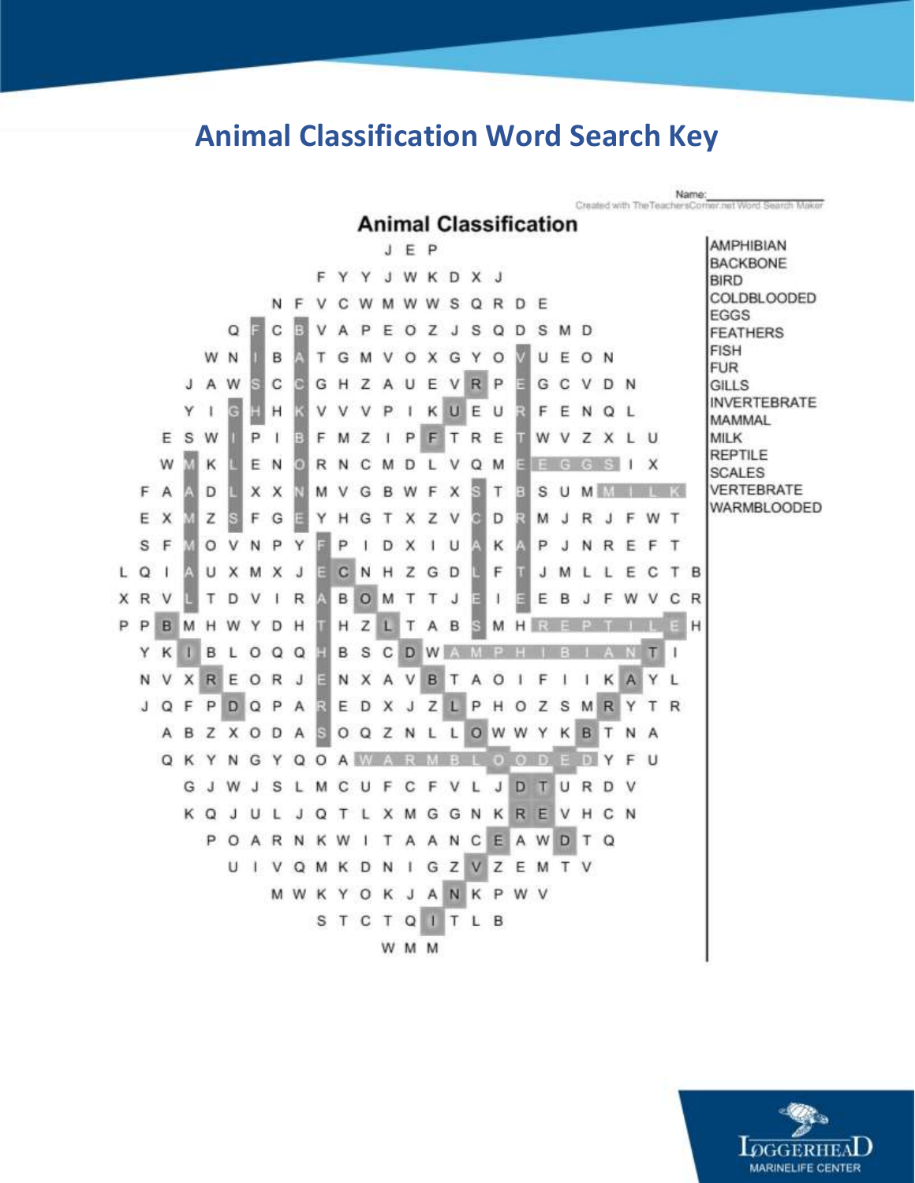# Animal Classification Word Search Key

Name:\_\_\_\_\_\_\_\_\_\_\_\_\_\_\_\_\_\_\_\_

Created with TheTeachersCorner.net Word Search Maker

## Animal Classification

```
                    J E P
                F Y Y J W K D X J
            N F V C W M W W S Q R D E
          Q F C B V A P E O Z J S Q D S M D
        W N I B A T G M V O X G Y O V U E O N
      J A W S C C G H Z A U E V R P E G C V D N
      Y I G H H K V V V P I K U E U R F E N Q L
    E S W I P I B F M Z I P F T R E T W V Z X L U
    W M K L E N O R N C M D L V Q M E E G G S I X
  F A A D L X X N M V G B W F X S T B S U M M I L K
  E X M Z S F G E Y H G T X Z V C D R M J R J F W T
  S F M O V N P Y F P I D X I U A K A P J N R E F T
L Q I A U X M X J E C N H Z G D L F T J M L L E C T B
X R V L T D V I R A B O M T T J E I E E B J F W V C R
P P B M H W Y D H T H Z L T A B S M H R E P T I L E H
  Y K I B L O Q Q H B S C D W A M P H I B I A N T I
  N V X R E O R J E N X A V B T A O I F I I K A Y L
  J Q F P D Q P A R E D X J Z L P H O Z S M R Y T R
    A B Z X O D A S O Q Z N L L O W W Y K B T N A
    Q K Y N G Y Q O A W A R M B L O O D E D Y F U
      G J W J S L M C U F C F V L J D T U R D V
      K Q J U L J Q T L X M G G N K R E V H C N
        P O A R N K W I T A A N C E A W D T Q
          U I V Q M K D N I G Z V Z E M T V
            M W K Y O K J A N K P W V
                S T C T Q I T L B
                    W M M
```

- AMPHIBIAN
- BACKBONE
- BIRD
- COLDBLOODED
- EGGS
- FEATHERS
- FISH
- FUR
- GILLS
- INVERTEBRATE
- MAMMAL
- MILK
- REPTILE
- SCALES
- VERTEBRATE
- WARMBLOODED

LOGGERHEAD MARINELIFE CENTER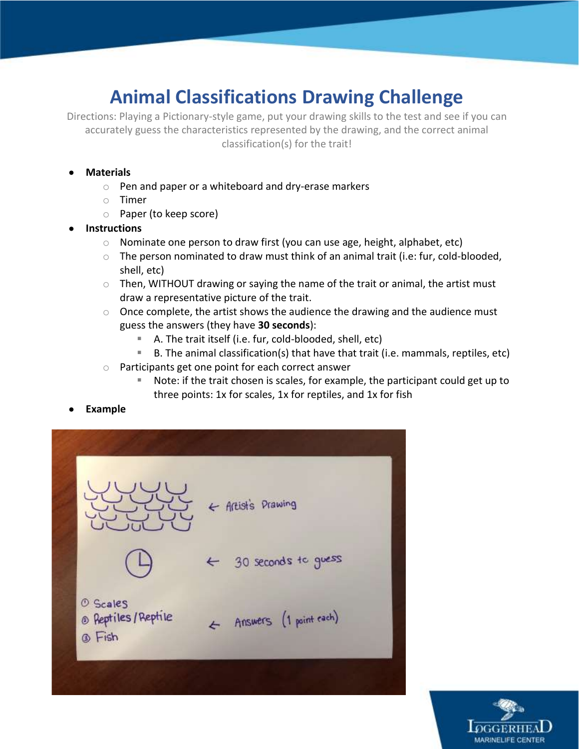# Animal Classifications Drawing Challenge

Directions: Playing a Pictionary-style game, put your drawing skills to the test and see if you can accurately guess the characteristics represented by the drawing, and the correct animal classification(s) for the trait!

- **Materials**
  - Pen and paper or a whiteboard and dry-erase markers
  - Timer
  - Paper (to keep score)
- **Instructions**
  - Nominate one person to draw first (you can use age, height, alphabet, etc)
  - The person nominated to draw must think of an animal trait (i.e: fur, cold-blooded, shell, etc)
  - Then, WITHOUT drawing or saying the name of the trait or animal, the artist must draw a representative picture of the trait.
  - Once complete, the artist shows the audience the drawing and the audience must guess the answers (they have **30 seconds**):
    - A. The trait itself (i.e. fur, cold-blooded, shell, etc)
    - B. The animal classification(s) that have that trait (i.e. mammals, reptiles, etc)
  - Participants get one point for each correct answer
    - Note: if the trait chosen is scales, for example, the participant could get up to three points: 1x for scales, 1x for reptiles, and 1x for fish
- **Example**

← Artist's Drawing

← 30 seconds to guess

① Scales
② Reptiles / Reptile
③ Fish

← Answers (1 point each)